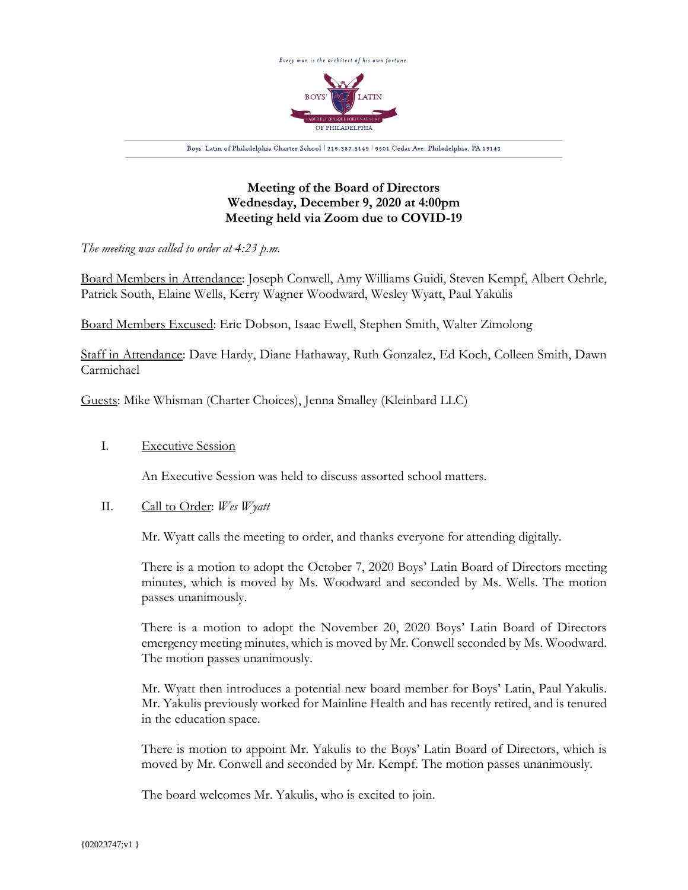Every man is the architect of his own fortune.

BOYS' LATIN OF PHILADELPHIA

Boys' Latin of Philadelphia Charter School | 215.387.5149 | 5501 Cedar Ave, Philadelphia, PA 19143

# Meeting of the Board of Directors
## Wednesday, December 9, 2020 at 4:00pm
## Meeting held via Zoom due to COVID-19

*The meeting was called to order at 4:23 p.m.*

Board Members in Attendance: Joseph Conwell, Amy Williams Guidi, Steven Kempf, Albert Oehrle, Patrick South, Elaine Wells, Kerry Wagner Woodward, Wesley Wyatt, Paul Yakulis

Board Members Excused: Eric Dobson, Isaac Ewell, Stephen Smith, Walter Zimolong

Staff in Attendance: Dave Hardy, Diane Hathaway, Ruth Gonzalez, Ed Koch, Colleen Smith, Dawn Carmichael

Guests: Mike Whisman (Charter Choices), Jenna Smalley (Kleinbard LLC)

I. Executive Session

An Executive Session was held to discuss assorted school matters.

II. Call to Order: *Wes Wyatt*

Mr. Wyatt calls the meeting to order, and thanks everyone for attending digitally.

There is a motion to adopt the October 7, 2020 Boys' Latin Board of Directors meeting minutes, which is moved by Ms. Woodward and seconded by Ms. Wells. The motion passes unanimously.

There is a motion to adopt the November 20, 2020 Boys' Latin Board of Directors emergency meeting minutes, which is moved by Mr. Conwell seconded by Ms. Woodward. The motion passes unanimously.

Mr. Wyatt then introduces a potential new board member for Boys' Latin, Paul Yakulis. Mr. Yakulis previously worked for Mainline Health and has recently retired, and is tenured in the education space.

There is motion to appoint Mr. Yakulis to the Boys' Latin Board of Directors, which is moved by Mr. Conwell and seconded by Mr. Kempf. The motion passes unanimously.

The board welcomes Mr. Yakulis, who is excited to join.

{02023747;v1 }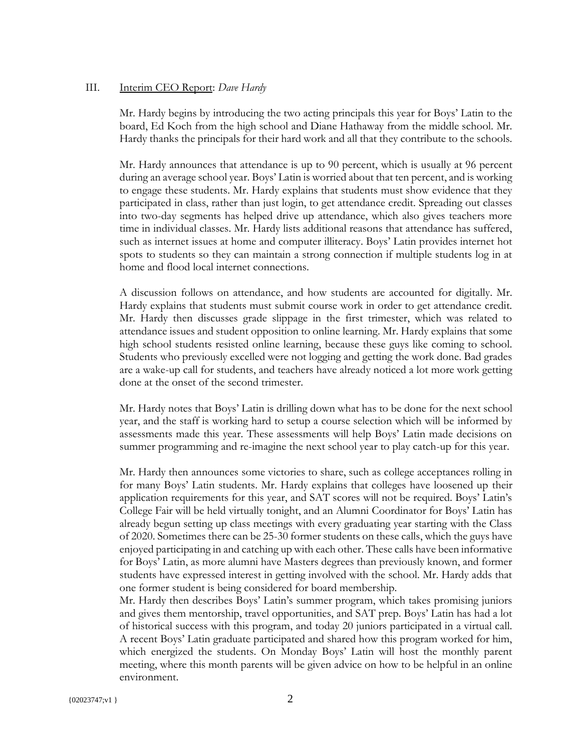III. Interim CEO Report: *Dave Hardy*

Mr. Hardy begins by introducing the two acting principals this year for Boys' Latin to the board, Ed Koch from the high school and Diane Hathaway from the middle school. Mr. Hardy thanks the principals for their hard work and all that they contribute to the schools.

Mr. Hardy announces that attendance is up to 90 percent, which is usually at 96 percent during an average school year. Boys' Latin is worried about that ten percent, and is working to engage these students. Mr. Hardy explains that students must show evidence that they participated in class, rather than just login, to get attendance credit. Spreading out classes into two-day segments has helped drive up attendance, which also gives teachers more time in individual classes. Mr. Hardy lists additional reasons that attendance has suffered, such as internet issues at home and computer illiteracy. Boys' Latin provides internet hot spots to students so they can maintain a strong connection if multiple students log in at home and flood local internet connections.

A discussion follows on attendance, and how students are accounted for digitally. Mr. Hardy explains that students must submit course work in order to get attendance credit. Mr. Hardy then discusses grade slippage in the first trimester, which was related to attendance issues and student opposition to online learning. Mr. Hardy explains that some high school students resisted online learning, because these guys like coming to school. Students who previously excelled were not logging and getting the work done. Bad grades are a wake-up call for students, and teachers have already noticed a lot more work getting done at the onset of the second trimester.

Mr. Hardy notes that Boys' Latin is drilling down what has to be done for the next school year, and the staff is working hard to setup a course selection which will be informed by assessments made this year. These assessments will help Boys' Latin made decisions on summer programming and re-imagine the next school year to play catch-up for this year.

Mr. Hardy then announces some victories to share, such as college acceptances rolling in for many Boys' Latin students. Mr. Hardy explains that colleges have loosened up their application requirements for this year, and SAT scores will not be required. Boys' Latin's College Fair will be held virtually tonight, and an Alumni Coordinator for Boys' Latin has already begun setting up class meetings with every graduating year starting with the Class of 2020. Sometimes there can be 25-30 former students on these calls, which the guys have enjoyed participating in and catching up with each other. These calls have been informative for Boys' Latin, as more alumni have Masters degrees than previously known, and former students have expressed interest in getting involved with the school. Mr. Hardy adds that one former student is being considered for board membership.

Mr. Hardy then describes Boys' Latin's summer program, which takes promising juniors and gives them mentorship, travel opportunities, and SAT prep. Boys' Latin has had a lot of historical success with this program, and today 20 juniors participated in a virtual call. A recent Boys' Latin graduate participated and shared how this program worked for him, which energized the students. On Monday Boys' Latin will host the monthly parent meeting, where this month parents will be given advice on how to be helpful in an online environment.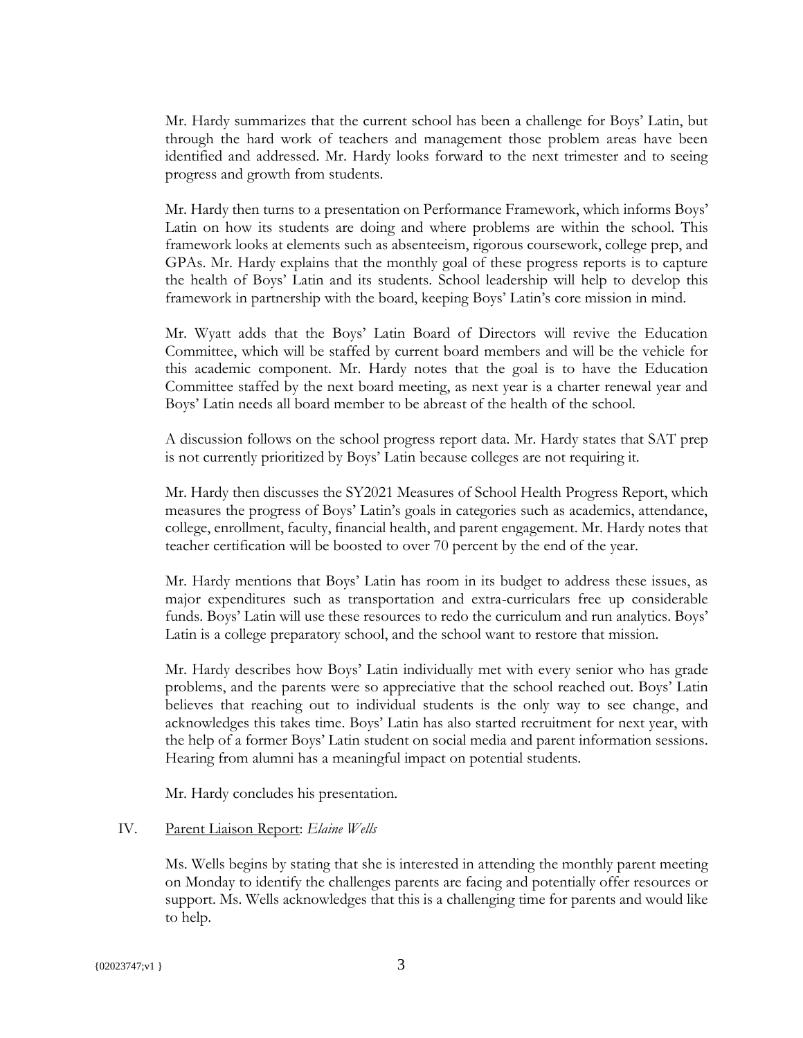Mr. Hardy summarizes that the current school has been a challenge for Boys' Latin, but through the hard work of teachers and management those problem areas have been identified and addressed. Mr. Hardy looks forward to the next trimester and to seeing progress and growth from students.

Mr. Hardy then turns to a presentation on Performance Framework, which informs Boys' Latin on how its students are doing and where problems are within the school. This framework looks at elements such as absenteeism, rigorous coursework, college prep, and GPAs. Mr. Hardy explains that the monthly goal of these progress reports is to capture the health of Boys' Latin and its students. School leadership will help to develop this framework in partnership with the board, keeping Boys' Latin's core mission in mind.

Mr. Wyatt adds that the Boys' Latin Board of Directors will revive the Education Committee, which will be staffed by current board members and will be the vehicle for this academic component. Mr. Hardy notes that the goal is to have the Education Committee staffed by the next board meeting, as next year is a charter renewal year and Boys' Latin needs all board member to be abreast of the health of the school.

A discussion follows on the school progress report data. Mr. Hardy states that SAT prep is not currently prioritized by Boys' Latin because colleges are not requiring it.

Mr. Hardy then discusses the SY2021 Measures of School Health Progress Report, which measures the progress of Boys' Latin's goals in categories such as academics, attendance, college, enrollment, faculty, financial health, and parent engagement. Mr. Hardy notes that teacher certification will be boosted to over 70 percent by the end of the year.

Mr. Hardy mentions that Boys' Latin has room in its budget to address these issues, as major expenditures such as transportation and extra-curriculars free up considerable funds. Boys' Latin will use these resources to redo the curriculum and run analytics. Boys' Latin is a college preparatory school, and the school want to restore that mission.

Mr. Hardy describes how Boys' Latin individually met with every senior who has grade problems, and the parents were so appreciative that the school reached out. Boys' Latin believes that reaching out to individual students is the only way to see change, and acknowledges this takes time. Boys' Latin has also started recruitment for next year, with the help of a former Boys' Latin student on social media and parent information sessions. Hearing from alumni has a meaningful impact on potential students.

Mr. Hardy concludes his presentation.

IV. Parent Liaison Report: *Elaine Wells*

Ms. Wells begins by stating that she is interested in attending the monthly parent meeting on Monday to identify the challenges parents are facing and potentially offer resources or support. Ms. Wells acknowledges that this is a challenging time for parents and would like to help.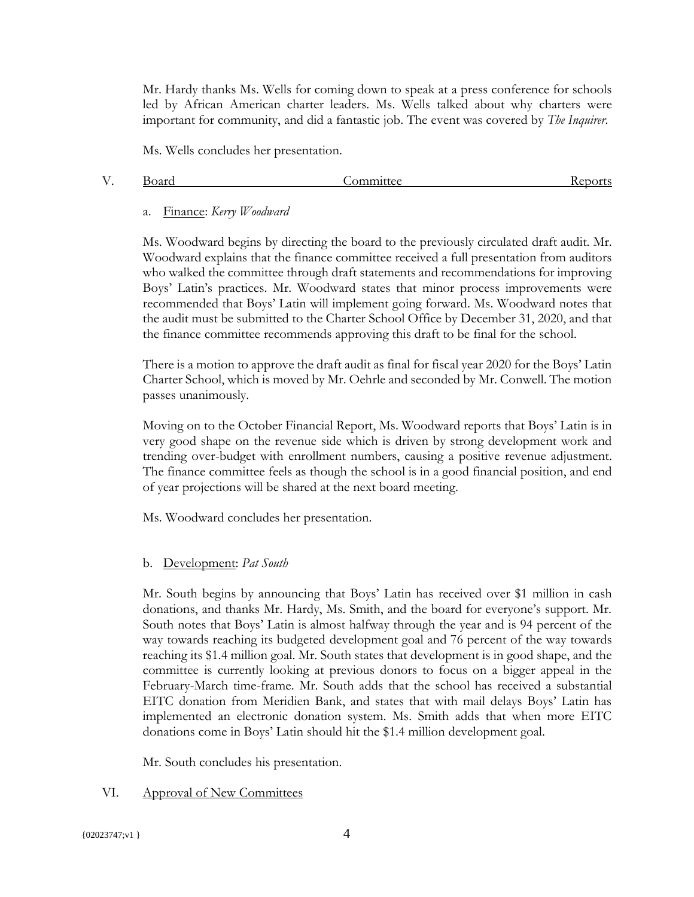Mr. Hardy thanks Ms. Wells for coming down to speak at a press conference for schools led by African American charter leaders. Ms. Wells talked about why charters were important for community, and did a fantastic job. The event was covered by *The Inquirer*.

Ms. Wells concludes her presentation.

V. Board Committee Reports

a. Finance: *Kerry Woodward*

Ms. Woodward begins by directing the board to the previously circulated draft audit. Mr. Woodward explains that the finance committee received a full presentation from auditors who walked the committee through draft statements and recommendations for improving Boys' Latin's practices. Mr. Woodward states that minor process improvements were recommended that Boys' Latin will implement going forward. Ms. Woodward notes that the audit must be submitted to the Charter School Office by December 31, 2020, and that the finance committee recommends approving this draft to be final for the school.

There is a motion to approve the draft audit as final for fiscal year 2020 for the Boys' Latin Charter School, which is moved by Mr. Oehrle and seconded by Mr. Conwell. The motion passes unanimously.

Moving on to the October Financial Report, Ms. Woodward reports that Boys' Latin is in very good shape on the revenue side which is driven by strong development work and trending over-budget with enrollment numbers, causing a positive revenue adjustment. The finance committee feels as though the school is in a good financial position, and end of year projections will be shared at the next board meeting.

Ms. Woodward concludes her presentation.

b. Development: *Pat South*

Mr. South begins by announcing that Boys' Latin has received over $1 million in cash donations, and thanks Mr. Hardy, Ms. Smith, and the board for everyone's support. Mr. South notes that Boys' Latin is almost halfway through the year and is 94 percent of the way towards reaching its budgeted development goal and 76 percent of the way towards reaching its $1.4 million goal. Mr. South states that development is in good shape, and the committee is currently looking at previous donors to focus on a bigger appeal in the February-March time-frame. Mr. South adds that the school has received a substantial EITC donation from Meridien Bank, and states that with mail delays Boys' Latin has implemented an electronic donation system. Ms. Smith adds that when more EITC donations come in Boys' Latin should hit the $1.4 million development goal.

Mr. South concludes his presentation.

VI. Approval of New Committees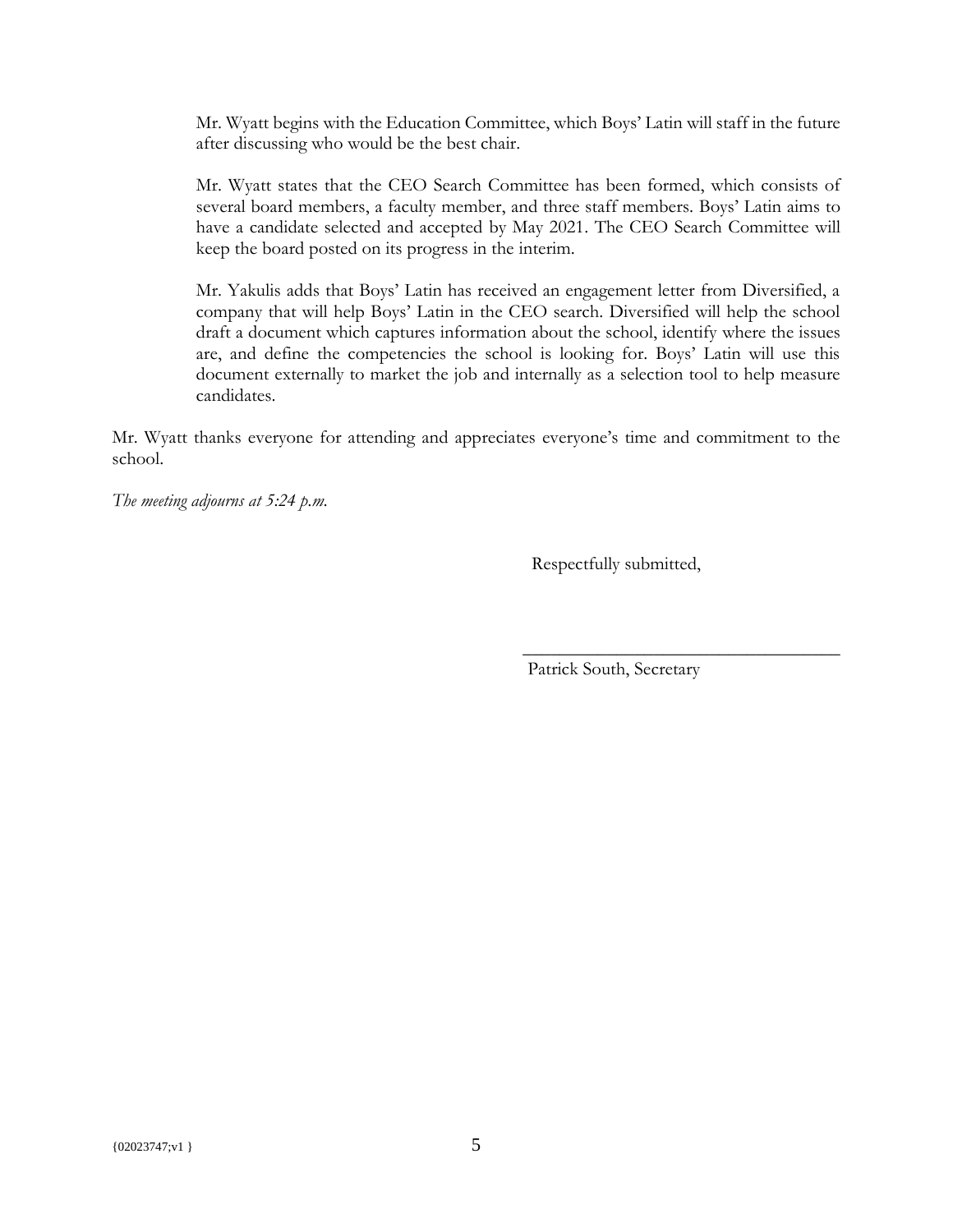Mr. Wyatt begins with the Education Committee, which Boys' Latin will staff in the future after discussing who would be the best chair.

Mr. Wyatt states that the CEO Search Committee has been formed, which consists of several board members, a faculty member, and three staff members. Boys' Latin aims to have a candidate selected and accepted by May 2021. The CEO Search Committee will keep the board posted on its progress in the interim.

Mr. Yakulis adds that Boys' Latin has received an engagement letter from Diversified, a company that will help Boys' Latin in the CEO search. Diversified will help the school draft a document which captures information about the school, identify where the issues are, and define the competencies the school is looking for. Boys' Latin will use this document externally to market the job and internally as a selection tool to help measure candidates.

Mr. Wyatt thanks everyone for attending and appreciates everyone's time and commitment to the school.

*The meeting adjourns at 5:24 p.m.*

Respectfully submitted,

\_\_\_\_\_\_\_\_\_\_\_\_\_\_\_\_\_\_\_\_\_\_\_\_\_\_\_\_\_\_\_\_\_\_\_\_

Patrick South, Secretary

{02023747;v1 }